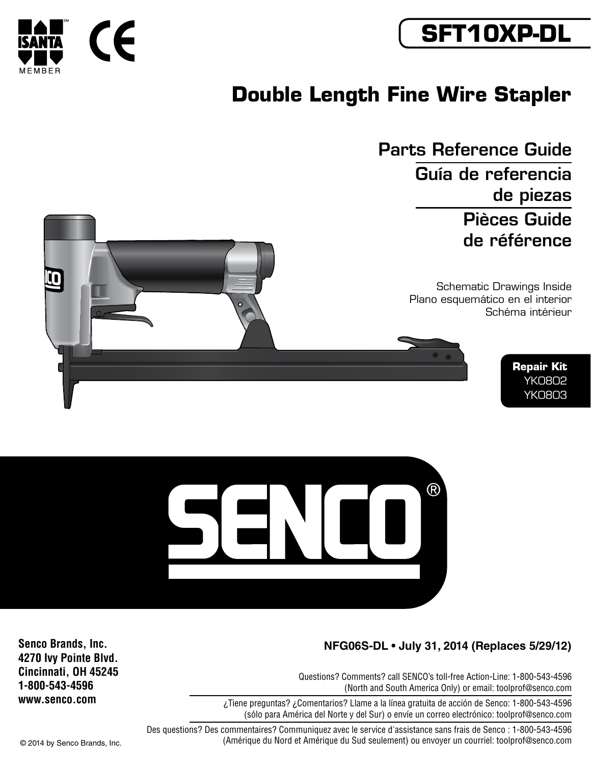ISANTA MEMBER

# SFT10XP-DL

## Double Length Fine Wire Stapler

### Parts Reference Guide

### Guía de referencia de piezas

### Pièces Guide de référence

Schematic Drawings Inside
Plano esquemático en el interior
Schéma intérieur

**Repair Kit**
YK0802
YK0803

SENCO®

**Senco Brands, Inc.**
**4270 Ivy Pointe Blvd.**
**Cincinnati, OH 45245**
**1-800-543-4596**
**www.senco.com**

**NFG06S-DL • July 31, 2014 (Replaces 5/29/12)**

Questions? Comments? call SENCO's toll-free Action-Line: 1-800-543-4596 (North and South America Only) or email: toolprof@senco.com

¿Tiene preguntas? ¿Comentarios? Llame a la línea gratuita de acción de Senco: 1-800-543-4596 (sólo para América del Norte y del Sur) o envíe un correo electrónico: toolprof@senco.com

Des questions? Des commentaires? Communiquez avec le service d'assistance sans frais de Senco : 1-800-543-4596 (Amérique du Nord et Amérique du Sud seulement) ou envoyer un courriel: toolprof@senco.com

© 2014 by Senco Brands, Inc.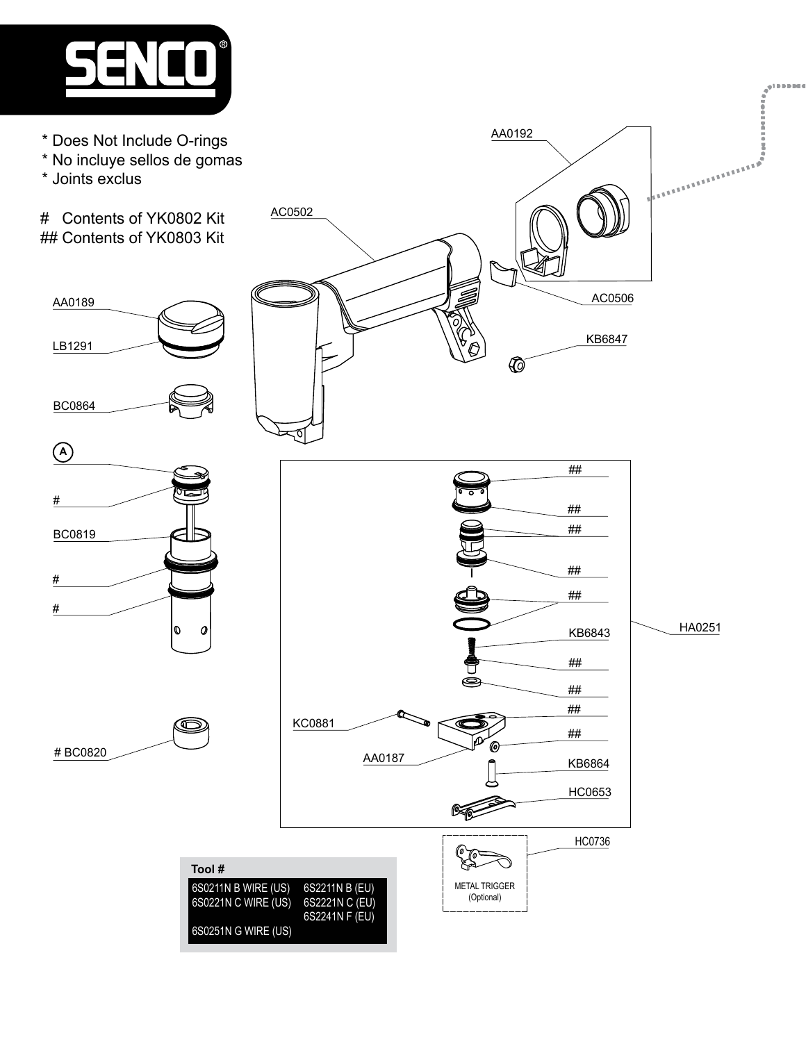SENCO®

* Does Not Include O-rings
* No incluye sellos de gomas
* Joints exclus

#   Contents of YK0802 Kit
## Contents of YK0803 Kit

AA0192

AC0502

AC0506

KB6847

AA0189

LB1291

BC0864

A

#

BC0819

#

#

# BC0820

##

##

##

##

##

KB6843

##

##

##

##

HA0251

KC0881

AA0187

KB6864

HC0653

HC0736

METAL TRIGGER
(Optional)

| Tool # | |
|---|---|
| 6S0211N B WIRE (US) | 6S2211N B (EU) |
| 6S0221N C WIRE (US) | 6S2221N C (EU) |
| | 6S2241N F (EU) |
| 6S0251N G WIRE (US) | |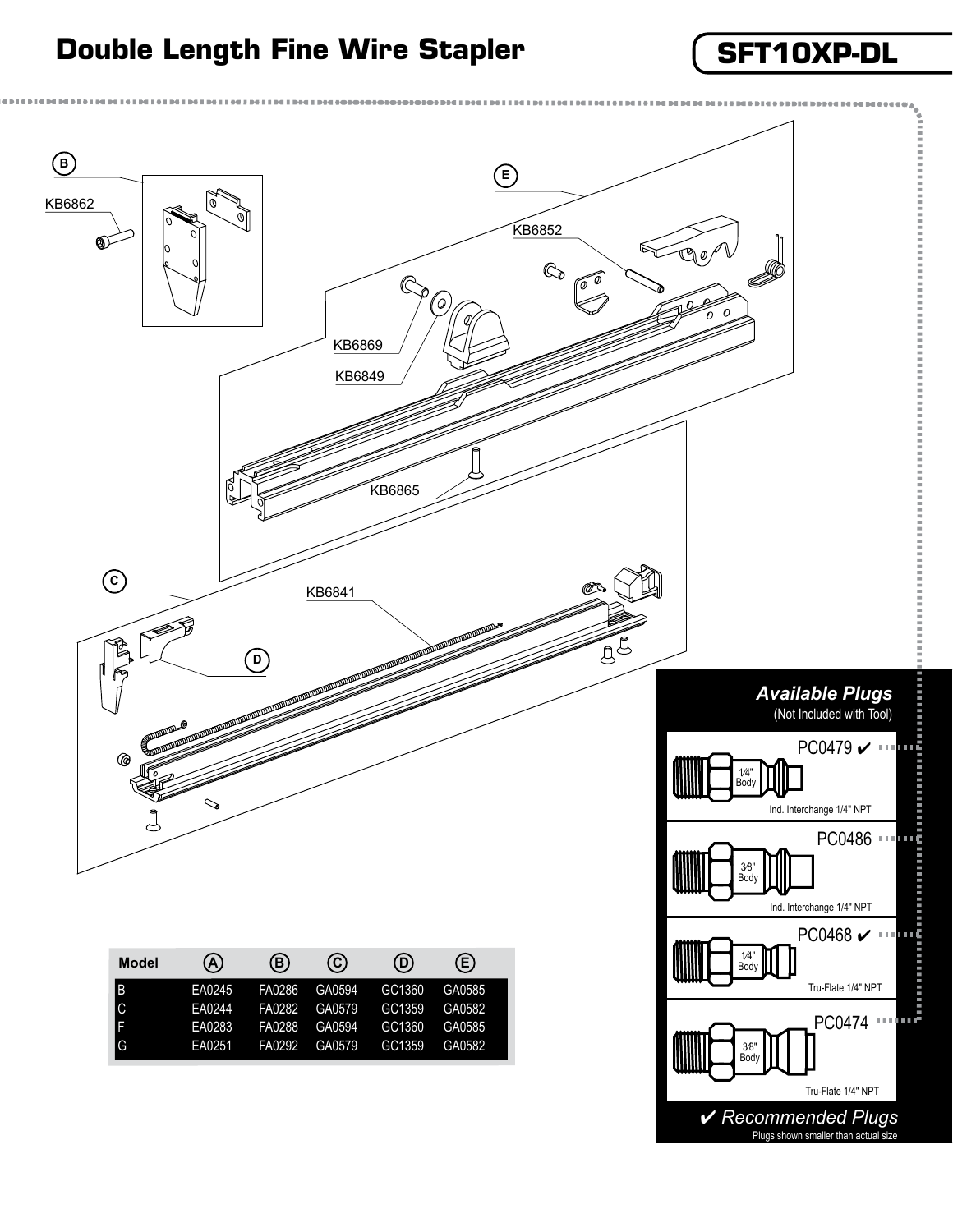# Double Length Fine Wire Stapler

## SFT10XP-DL

B

KB6862

E

KB6852

KB6869

KB6849

KB6865

C

KB6841

D

| Model | (A) | (B) | (C) | (D) | (E) |
|---|---|---|---|---|---|
| B | EA0245 | FA0286 | GA0594 | GC1360 | GA0585 |
| C | EA0244 | FA0282 | GA0579 | GC1359 | GA0582 |
| F | EA0283 | FA0288 | GA0594 | GC1360 | GA0585 |
| G | EA0251 | FA0292 | GA0579 | GC1359 | GA0582 |

### *Available Plugs*

(Not Included with Tool)

PC0479 ✔
1/4" Body
Ind. Interchange 1/4" NPT

PC0486
3/8" Body
Ind. Interchange 1/4" NPT

PC0468 ✔
1/4" Body
Tru-Flate 1/4" NPT

PC0474
3/8" Body
Tru-Flate 1/4" NPT

✔ *Recommended Plugs*

Plugs shown smaller than actual size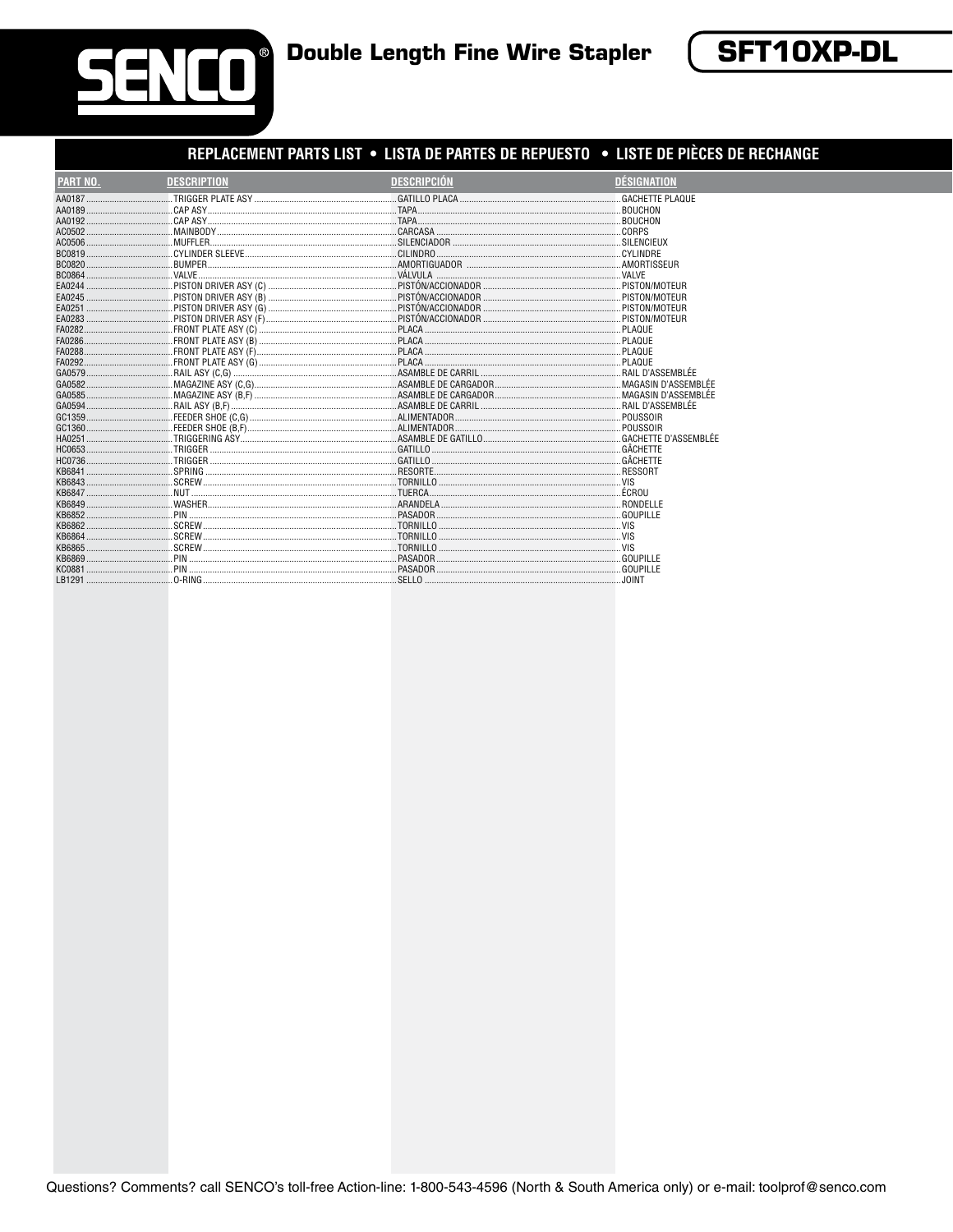# SENCO® Double Length Fine Wire Stapler SFT10XP-DL

## REPLACEMENT PARTS LIST • LISTA DE PARTES DE REPUESTO • LISTE DE PIÈCES DE RECHANGE

| PART NO. | DESCRIPTION | DESCRIPCIÓN | DÉSIGNATION |
|---|---|---|---|
| AA0187 | TRIGGER PLATE ASY | GATILLO PLACA | GACHETTE PLAQUE |
| AA0189 | CAP ASY | TAPA | BOUCHON |
| AA0192 | CAP ASY | TAPA | BOUCHON |
| AC0502 | MAINBODY | CARCASA | CORPS |
| AC0506 | MUFFLER | SILENCIADOR | SILENCIEUX |
| BC0819 | CYLINDER SLEEVE | CILINDRO | CYLINDRE |
| BC0820 | BUMPER | AMORTIGUADOR | AMORTISSEUR |
| BC0864 | VALVE | VÁLVULA | VALVE |
| EA0244 | PISTON DRIVER ASY (C) | PISTÓN/ACCIONADOR | PISTON/MOTEUR |
| EA0245 | PISTON DRIVER ASY (B) | PISTÓN/ACCIONADOR | PISTON/MOTEUR |
| EA0251 | PISTON DRIVER ASY (G) | PISTÓN/ACCIONADOR | PISTON/MOTEUR |
| EA0283 | PISTON DRIVER ASY (F) | PISTÓN/ACCIONADOR | PISTON/MOTEUR |
| FA0282 | FRONT PLATE ASY (C) | PLACA | PLAQUE |
| FA0286 | FRONT PLATE ASY (B) | PLACA | PLAQUE |
| FA0288 | FRONT PLATE ASY (F) | PLACA | PLAQUE |
| FA0292 | FRONT PLATE ASY (G) | PLACA | PLAQUE |
| GA0579 | RAIL ASY (C,G) | ASAMBLE DE CARRIL | RAIL D'ASSEMBLÉE |
| GA0582 | MAGAZINE ASY (C,G) | ASAMBLE DE CARGADOR | MAGASIN D'ASSEMBLÉE |
| GA0585 | MAGAZINE ASY (B,F) | ASAMBLE DE CARGADOR | MAGASIN D'ASSEMBLÉE |
| GA0594 | RAIL ASY (B,F) | ASAMBLE DE CARRIL | RAIL D'ASSEMBLÉE |
| GC1359 | FEEDER SHOE (C,G) | ALIMENTADOR | POUSSOIR |
| GC1360 | FEEDER SHOE (B,F) | ALIMENTADOR | POUSSOIR |
| HA0251 | TRIGGERING ASY | ASAMBLE DE GATILLO | GACHETTE D'ASSEMBLÉE |
| HC0653 | TRIGGER | GATILLO | GÂCHETTE |
| HC0736 | TRIGGER | GATILLO | GÂCHETTE |
| KB6841 | SPRING | RESORTE | RESSORT |
| KB6843 | SCREW | TORNILLO | VIS |
| KB6847 | NUT | TUERCA | ÉCROU |
| KB6849 | WASHER | ARANDELA | RONDELLE |
| KB6852 | PIN | PASADOR | GOUPILLE |
| KB6862 | SCREW | TORNILLO | VIS |
| KB6864 | SCREW | TORNILLO | VIS |
| KB6865 | SCREW | TORNILLO | VIS |
| KB6869 | PIN | PASADOR | GOUPILLE |
| KC0881 | PIN | PASADOR | GOUPILLE |
| LB1291 | O-RING | SELLO | JOINT |

Questions? Comments? call SENCO's toll-free Action-line: 1-800-543-4596 (North & South America only) or e-mail: toolprof@senco.com